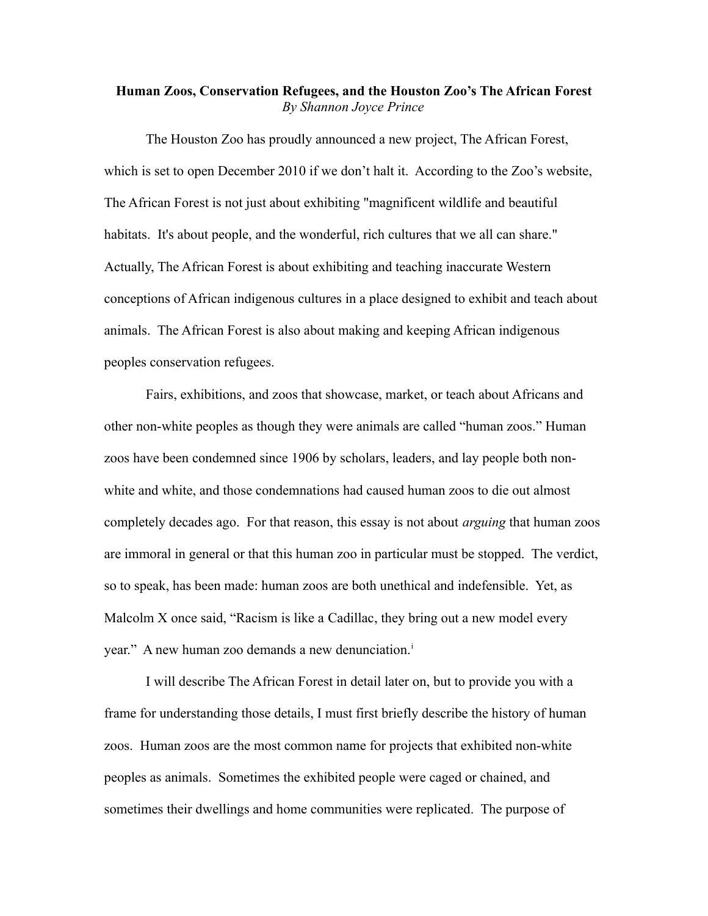**Human Zoos, Conservation Refugees, and the Houston Zoo's The African Forest**
*By Shannon Joyce Prince*

The Houston Zoo has proudly announced a new project, The African Forest, which is set to open December 2010 if we don't halt it. According to the Zoo's website, The African Forest is not just about exhibiting "magnificent wildlife and beautiful habitats. It's about people, and the wonderful, rich cultures that we all can share." Actually, The African Forest is about exhibiting and teaching inaccurate Western conceptions of African indigenous cultures in a place designed to exhibit and teach about animals. The African Forest is also about making and keeping African indigenous peoples conservation refugees.

Fairs, exhibitions, and zoos that showcase, market, or teach about Africans and other non-white peoples as though they were animals are called "human zoos." Human zoos have been condemned since 1906 by scholars, leaders, and lay people both non-white and white, and those condemnations had caused human zoos to die out almost completely decades ago. For that reason, this essay is not about *arguing* that human zoos are immoral in general or that this human zoo in particular must be stopped. The verdict, so to speak, has been made: human zoos are both unethical and indefensible. Yet, as Malcolm X once said, "Racism is like a Cadillac, they bring out a new model every year." A new human zoo demands a new denunciation.[i]

I will describe The African Forest in detail later on, but to provide you with a frame for understanding those details, I must first briefly describe the history of human zoos. Human zoos are the most common name for projects that exhibited non-white peoples as animals. Sometimes the exhibited people were caged or chained, and sometimes their dwellings and home communities were replicated. The purpose of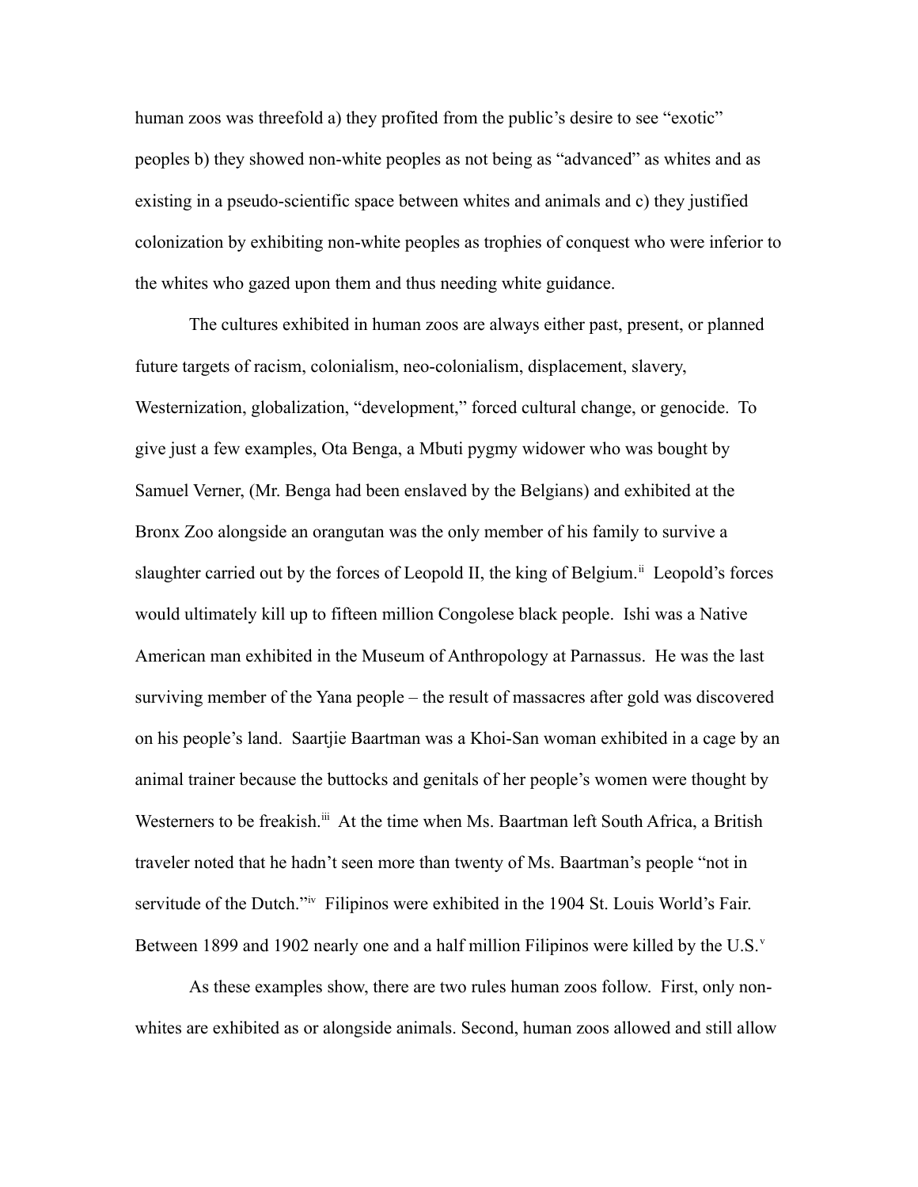human zoos was threefold a) they profited from the public's desire to see "exotic" peoples b) they showed non-white peoples as not being as "advanced" as whites and as existing in a pseudo-scientific space between whites and animals and c) they justified colonization by exhibiting non-white peoples as trophies of conquest who were inferior to the whites who gazed upon them and thus needing white guidance.

The cultures exhibited in human zoos are always either past, present, or planned future targets of racism, colonialism, neo-colonialism, displacement, slavery, Westernization, globalization, "development," forced cultural change, or genocide. To give just a few examples, Ota Benga, a Mbuti pygmy widower who was bought by Samuel Verner, (Mr. Benga had been enslaved by the Belgians) and exhibited at the Bronx Zoo alongside an orangutan was the only member of his family to survive a slaughter carried out by the forces of Leopold II, the king of Belgium.[ii] Leopold's forces would ultimately kill up to fifteen million Congolese black people. Ishi was a Native American man exhibited in the Museum of Anthropology at Parnassus. He was the last surviving member of the Yana people – the result of massacres after gold was discovered on his people's land. Saartjie Baartman was a Khoi-San woman exhibited in a cage by an animal trainer because the buttocks and genitals of her people's women were thought by Westerners to be freakish.[iii] At the time when Ms. Baartman left South Africa, a British traveler noted that he hadn't seen more than twenty of Ms. Baartman's people "not in servitude of the Dutch."[iv] Filipinos were exhibited in the 1904 St. Louis World's Fair. Between 1899 and 1902 nearly one and a half million Filipinos were killed by the U.S.[v]

As these examples show, there are two rules human zoos follow. First, only non-whites are exhibited as or alongside animals. Second, human zoos allowed and still allow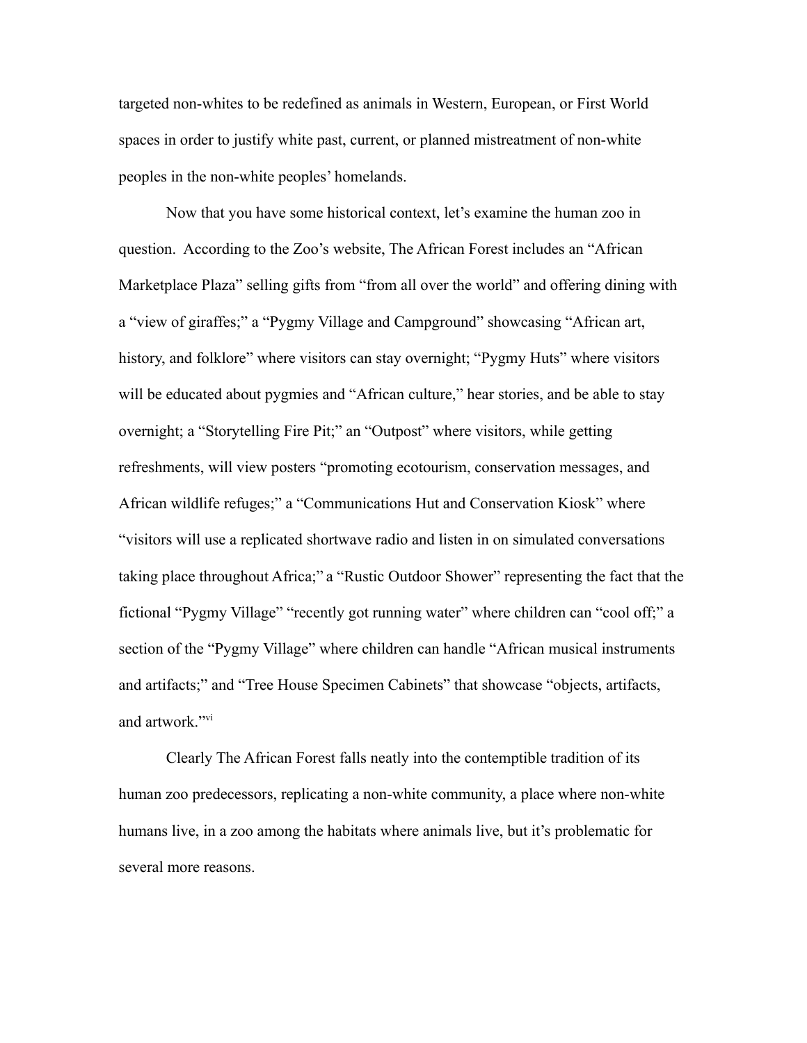targeted non-whites to be redefined as animals in Western, European, or First World spaces in order to justify white past, current, or planned mistreatment of non-white peoples in the non-white peoples' homelands.

Now that you have some historical context, let's examine the human zoo in question. According to the Zoo's website, The African Forest includes an "African Marketplace Plaza" selling gifts from "from all over the world" and offering dining with a "view of giraffes;" a "Pygmy Village and Campground" showcasing "African art, history, and folklore" where visitors can stay overnight; "Pygmy Huts" where visitors will be educated about pygmies and "African culture," hear stories, and be able to stay overnight; a "Storytelling Fire Pit;" an "Outpost" where visitors, while getting refreshments, will view posters "promoting ecotourism, conservation messages, and African wildlife refuges;" a "Communications Hut and Conservation Kiosk" where "visitors will use a replicated shortwave radio and listen in on simulated conversations taking place throughout Africa;" a "Rustic Outdoor Shower" representing the fact that the fictional "Pygmy Village" "recently got running water" where children can "cool off;" a section of the "Pygmy Village" where children can handle "African musical instruments and artifacts;" and "Tree House Specimen Cabinets" that showcase "objects, artifacts, and artwork."[vi]

Clearly The African Forest falls neatly into the contemptible tradition of its human zoo predecessors, replicating a non-white community, a place where non-white humans live, in a zoo among the habitats where animals live, but it's problematic for several more reasons.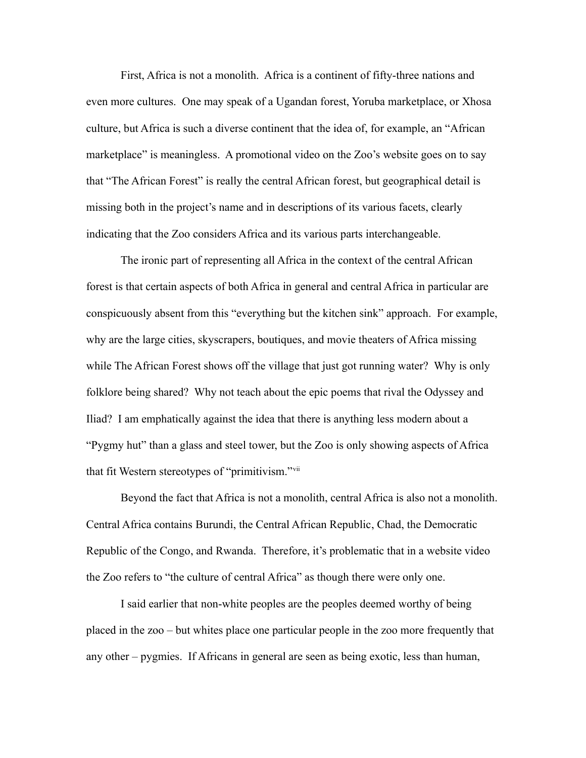First, Africa is not a monolith. Africa is a continent of fifty-three nations and even more cultures. One may speak of a Ugandan forest, Yoruba marketplace, or Xhosa culture, but Africa is such a diverse continent that the idea of, for example, an "African marketplace" is meaningless. A promotional video on the Zoo's website goes on to say that "The African Forest" is really the central African forest, but geographical detail is missing both in the project's name and in descriptions of its various facets, clearly indicating that the Zoo considers Africa and its various parts interchangeable.

The ironic part of representing all Africa in the context of the central African forest is that certain aspects of both Africa in general and central Africa in particular are conspicuously absent from this "everything but the kitchen sink" approach. For example, why are the large cities, skyscrapers, boutiques, and movie theaters of Africa missing while The African Forest shows off the village that just got running water? Why is only folklore being shared? Why not teach about the epic poems that rival the Odyssey and Iliad? I am emphatically against the idea that there is anything less modern about a "Pygmy hut" than a glass and steel tower, but the Zoo is only showing aspects of Africa that fit Western stereotypes of "primitivism."[vii]

Beyond the fact that Africa is not a monolith, central Africa is also not a monolith. Central Africa contains Burundi, the Central African Republic, Chad, the Democratic Republic of the Congo, and Rwanda. Therefore, it's problematic that in a website video the Zoo refers to "the culture of central Africa" as though there were only one.

I said earlier that non-white peoples are the peoples deemed worthy of being placed in the zoo – but whites place one particular people in the zoo more frequently that any other – pygmies. If Africans in general are seen as being exotic, less than human,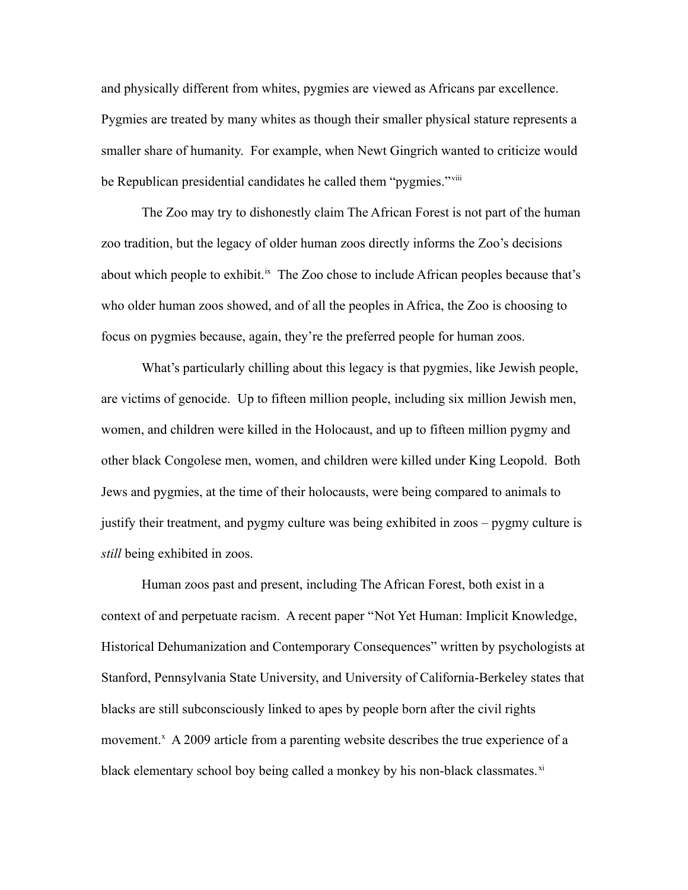and physically different from whites, pygmies are viewed as Africans par excellence. Pygmies are treated by many whites as though their smaller physical stature represents a smaller share of humanity. For example, when Newt Gingrich wanted to criticize would be Republican presidential candidates he called them "pygmies."[viii]

The Zoo may try to dishonestly claim The African Forest is not part of the human zoo tradition, but the legacy of older human zoos directly informs the Zoo's decisions about which people to exhibit.[ix] The Zoo chose to include African peoples because that's who older human zoos showed, and of all the peoples in Africa, the Zoo is choosing to focus on pygmies because, again, they're the preferred people for human zoos.

What's particularly chilling about this legacy is that pygmies, like Jewish people, are victims of genocide. Up to fifteen million people, including six million Jewish men, women, and children were killed in the Holocaust, and up to fifteen million pygmy and other black Congolese men, women, and children were killed under King Leopold. Both Jews and pygmies, at the time of their holocausts, were being compared to animals to justify their treatment, and pygmy culture was being exhibited in zoos – pygmy culture is *still* being exhibited in zoos.

Human zoos past and present, including The African Forest, both exist in a context of and perpetuate racism. A recent paper "Not Yet Human: Implicit Knowledge, Historical Dehumanization and Contemporary Consequences" written by psychologists at Stanford, Pennsylvania State University, and University of California-Berkeley states that blacks are still subconsciously linked to apes by people born after the civil rights movement.[x] A 2009 article from a parenting website describes the true experience of a black elementary school boy being called a monkey by his non-black classmates.[xi]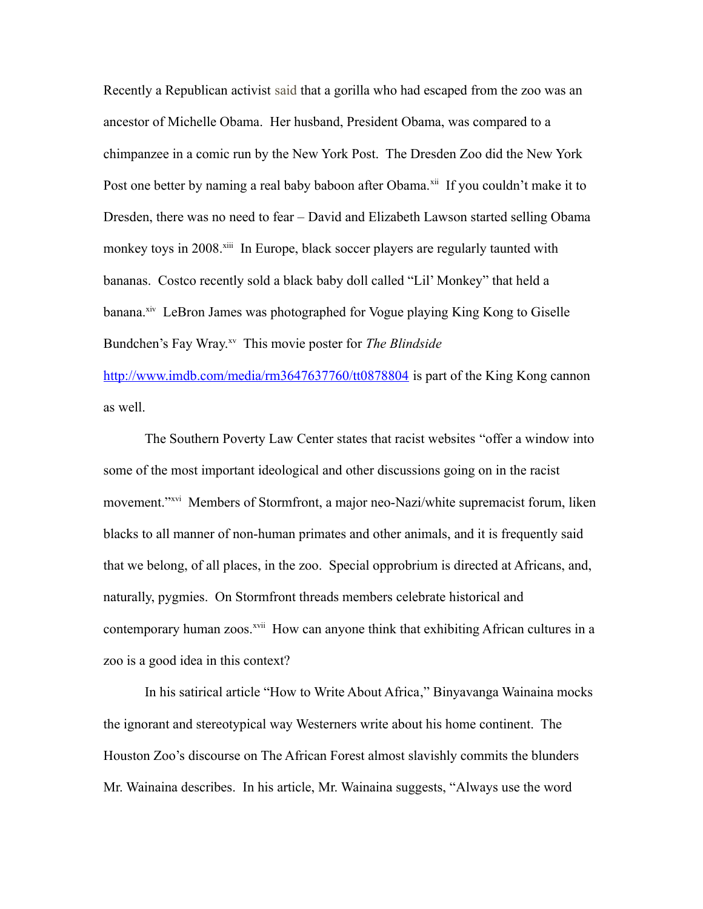Recently a Republican activist said that a gorilla who had escaped from the zoo was an ancestor of Michelle Obama. Her husband, President Obama, was compared to a chimpanzee in a comic run by the New York Post. The Dresden Zoo did the New York Post one better by naming a real baby baboon after Obama.[xii] If you couldn't make it to Dresden, there was no need to fear – David and Elizabeth Lawson started selling Obama monkey toys in 2008.[xiii] In Europe, black soccer players are regularly taunted with bananas. Costco recently sold a black baby doll called "Lil' Monkey" that held a banana.[xiv] LeBron James was photographed for Vogue playing King Kong to Giselle Bundchen's Fay Wray.[xv] This movie poster for *The Blindside* http://www.imdb.com/media/rm3647637760/tt0878804 is part of the King Kong cannon as well.

The Southern Poverty Law Center states that racist websites "offer a window into some of the most important ideological and other discussions going on in the racist movement."[xvi] Members of Stormfront, a major neo-Nazi/white supremacist forum, liken blacks to all manner of non-human primates and other animals, and it is frequently said that we belong, of all places, in the zoo. Special opprobrium is directed at Africans, and, naturally, pygmies. On Stormfront threads members celebrate historical and contemporary human zoos.[xvii] How can anyone think that exhibiting African cultures in a zoo is a good idea in this context?

In his satirical article "How to Write About Africa," Binyavanga Wainaina mocks the ignorant and stereotypical way Westerners write about his home continent. The Houston Zoo's discourse on The African Forest almost slavishly commits the blunders Mr. Wainaina describes. In his article, Mr. Wainaina suggests, "Always use the word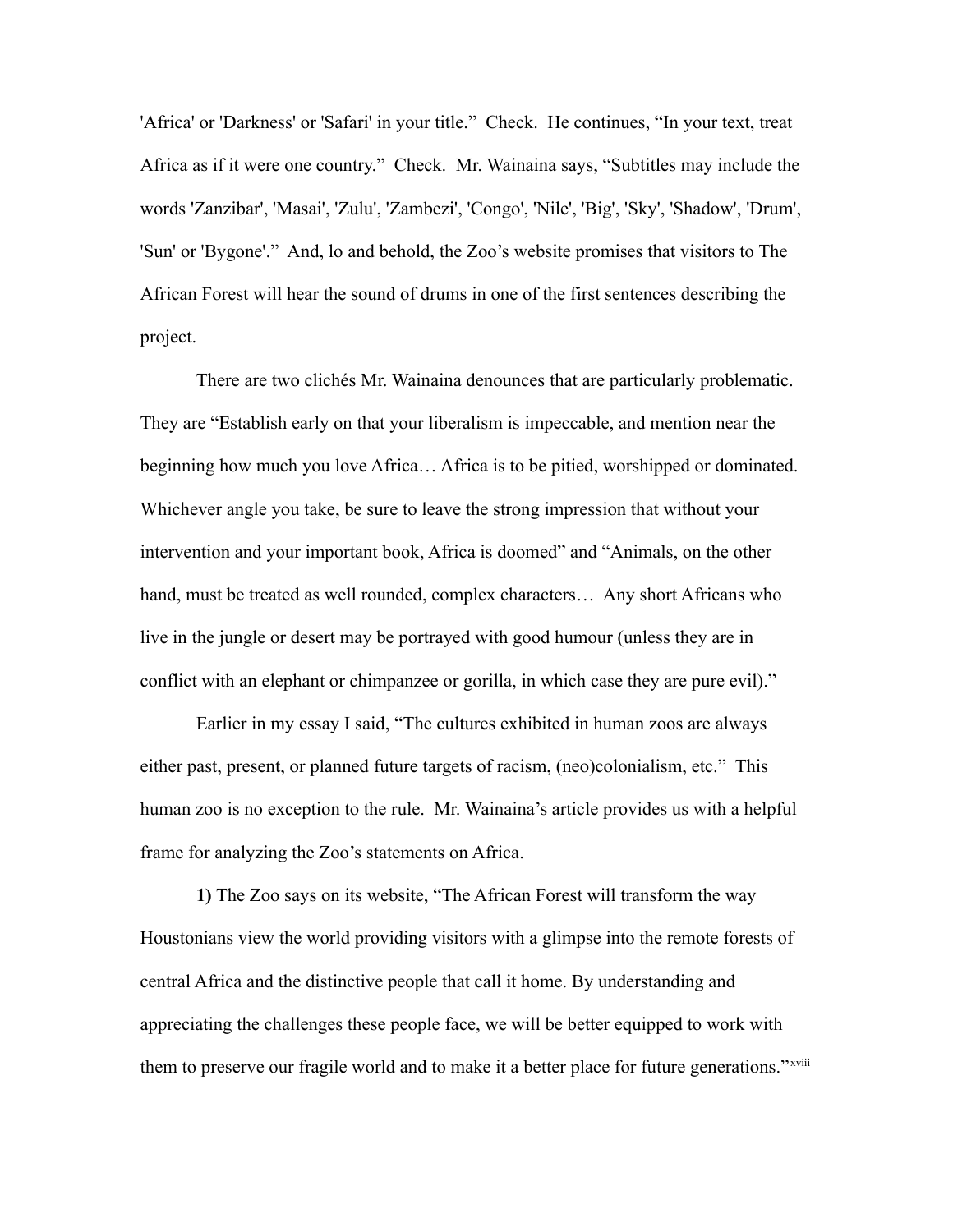'Africa' or 'Darkness' or 'Safari' in your title." Check. He continues, "In your text, treat Africa as if it were one country." Check. Mr. Wainaina says, "Subtitles may include the words 'Zanzibar', 'Masai', 'Zulu', 'Zambezi', 'Congo', 'Nile', 'Big', 'Sky', 'Shadow', 'Drum', 'Sun' or 'Bygone'." And, lo and behold, the Zoo's website promises that visitors to The African Forest will hear the sound of drums in one of the first sentences describing the project.

There are two clichés Mr. Wainaina denounces that are particularly problematic. They are "Establish early on that your liberalism is impeccable, and mention near the beginning how much you love Africa… Africa is to be pitied, worshipped or dominated. Whichever angle you take, be sure to leave the strong impression that without your intervention and your important book, Africa is doomed" and "Animals, on the other hand, must be treated as well rounded, complex characters… Any short Africans who live in the jungle or desert may be portrayed with good humour (unless they are in conflict with an elephant or chimpanzee or gorilla, in which case they are pure evil)."

Earlier in my essay I said, "The cultures exhibited in human zoos are always either past, present, or planned future targets of racism, (neo)colonialism, etc." This human zoo is no exception to the rule. Mr. Wainaina's article provides us with a helpful frame for analyzing the Zoo's statements on Africa.

**1)** The Zoo says on its website, "The African Forest will transform the way Houstonians view the world providing visitors with a glimpse into the remote forests of central Africa and the distinctive people that call it home. By understanding and appreciating the challenges these people face, we will be better equipped to work with them to preserve our fragile world and to make it a better place for future generations."[xviii]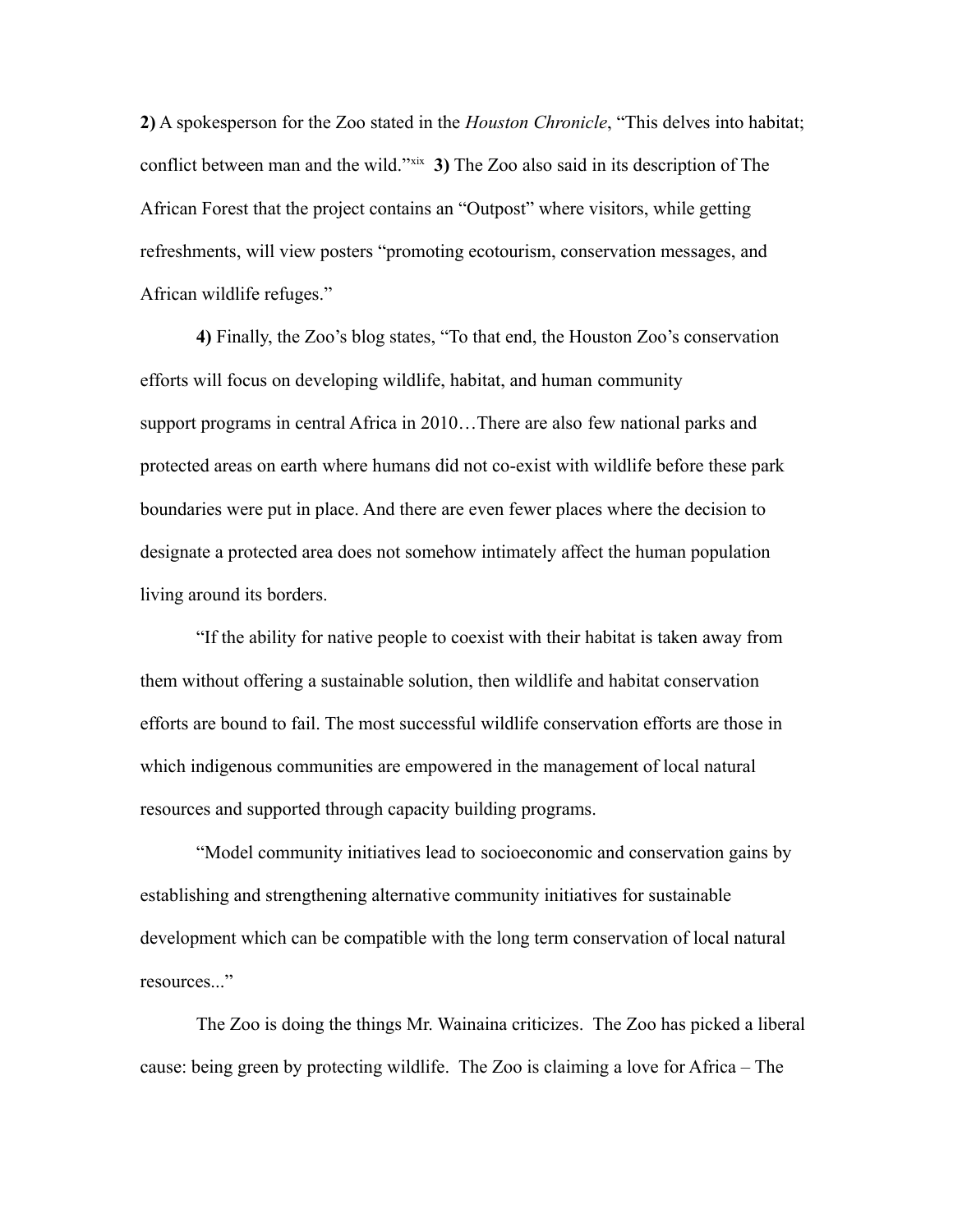**2)** A spokesperson for the Zoo stated in the *Houston Chronicle*, "This delves into habitat; conflict between man and the wild."[xix] **3)** The Zoo also said in its description of The African Forest that the project contains an "Outpost" where visitors, while getting refreshments, will view posters "promoting ecotourism, conservation messages, and African wildlife refuges."

**4)** Finally, the Zoo's blog states, "To that end, the Houston Zoo's conservation efforts will focus on developing wildlife, habitat, and human community support programs in central Africa in 2010…There are also few national parks and protected areas on earth where humans did not co-exist with wildlife before these park boundaries were put in place. And there are even fewer places where the decision to designate a protected area does not somehow intimately affect the human population living around its borders.

"If the ability for native people to coexist with their habitat is taken away from them without offering a sustainable solution, then wildlife and habitat conservation efforts are bound to fail. The most successful wildlife conservation efforts are those in which indigenous communities are empowered in the management of local natural resources and supported through capacity building programs.

"Model community initiatives lead to socioeconomic and conservation gains by establishing and strengthening alternative community initiatives for sustainable development which can be compatible with the long term conservation of local natural resources..."

The Zoo is doing the things Mr. Wainaina criticizes. The Zoo has picked a liberal cause: being green by protecting wildlife. The Zoo is claiming a love for Africa – The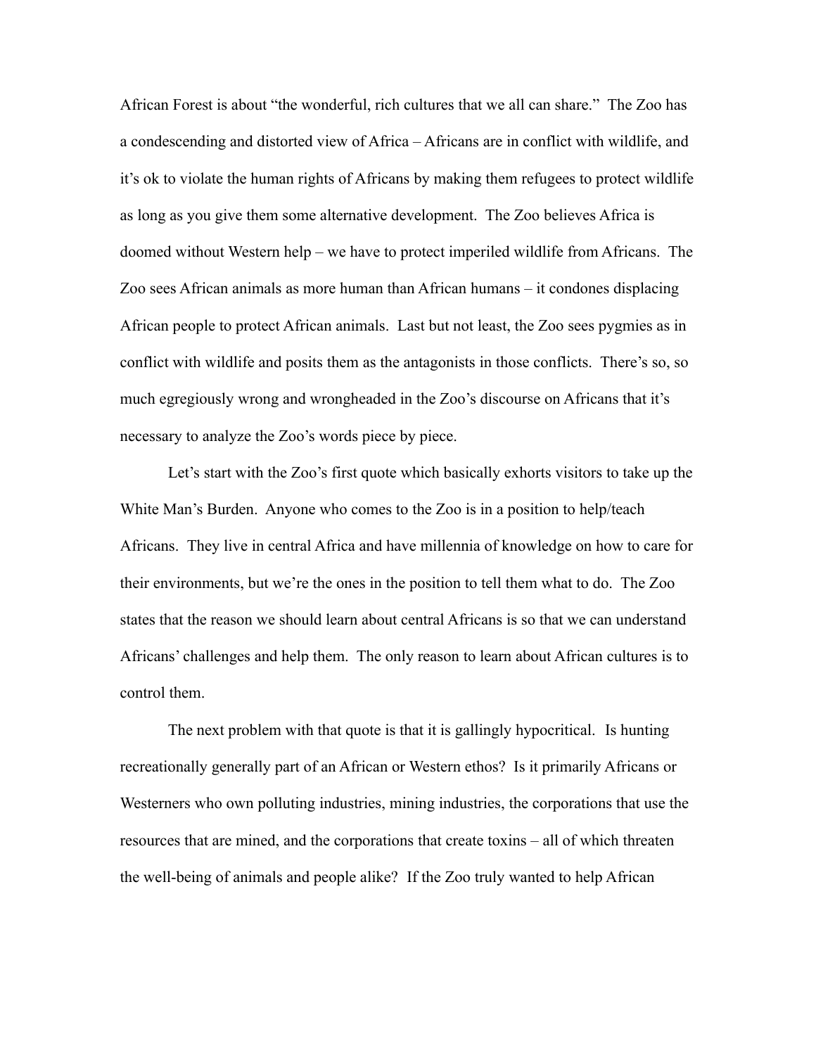African Forest is about "the wonderful, rich cultures that we all can share." The Zoo has a condescending and distorted view of Africa – Africans are in conflict with wildlife, and it's ok to violate the human rights of Africans by making them refugees to protect wildlife as long as you give them some alternative development. The Zoo believes Africa is doomed without Western help – we have to protect imperiled wildlife from Africans. The Zoo sees African animals as more human than African humans – it condones displacing African people to protect African animals. Last but not least, the Zoo sees pygmies as in conflict with wildlife and posits them as the antagonists in those conflicts. There's so, so much egregiously wrong and wrongheaded in the Zoo's discourse on Africans that it's necessary to analyze the Zoo's words piece by piece.

Let's start with the Zoo's first quote which basically exhorts visitors to take up the White Man's Burden. Anyone who comes to the Zoo is in a position to help/teach Africans. They live in central Africa and have millennia of knowledge on how to care for their environments, but we're the ones in the position to tell them what to do. The Zoo states that the reason we should learn about central Africans is so that we can understand Africans' challenges and help them. The only reason to learn about African cultures is to control them.

The next problem with that quote is that it is gallingly hypocritical. Is hunting recreationally generally part of an African or Western ethos? Is it primarily Africans or Westerners who own polluting industries, mining industries, the corporations that use the resources that are mined, and the corporations that create toxins – all of which threaten the well-being of animals and people alike? If the Zoo truly wanted to help African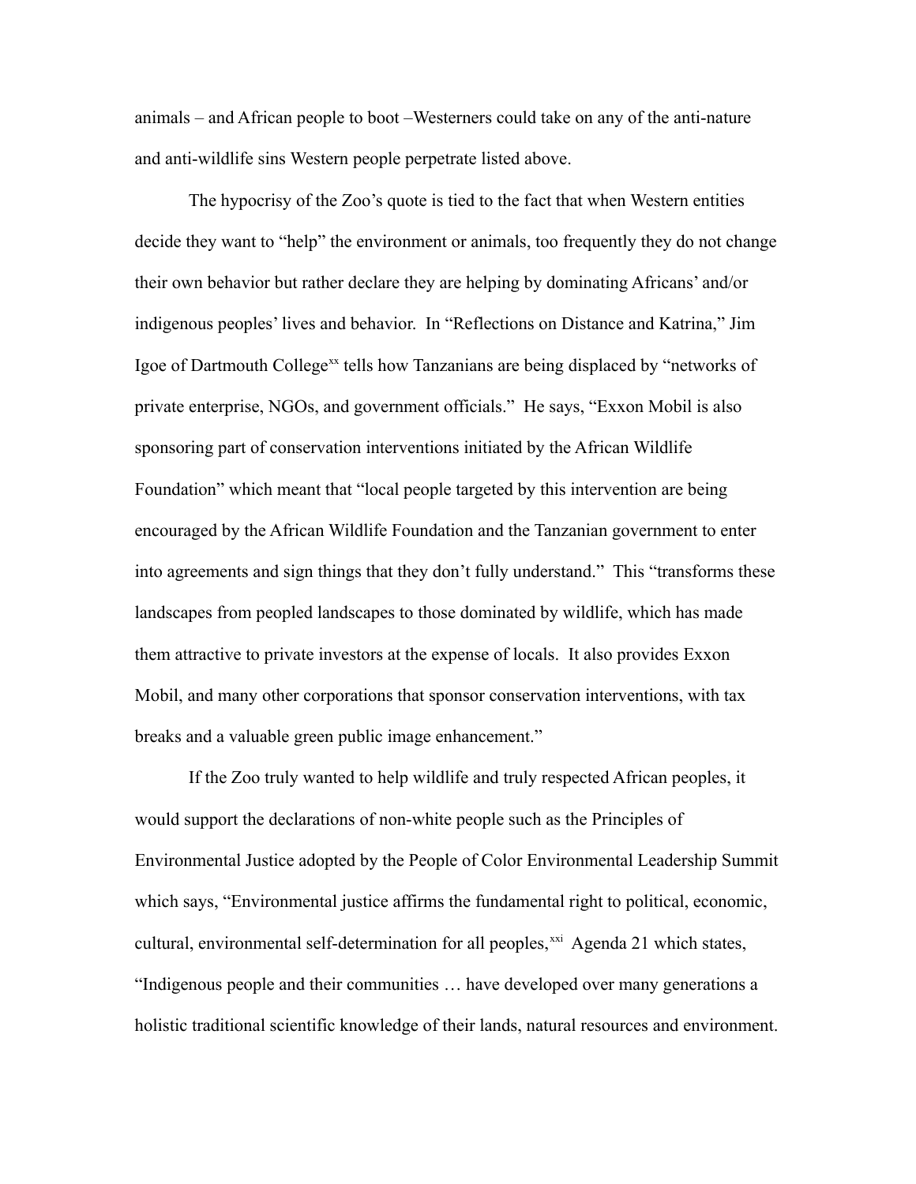animals – and African people to boot –Westerners could take on any of the anti-nature and anti-wildlife sins Western people perpetrate listed above.

The hypocrisy of the Zoo's quote is tied to the fact that when Western entities decide they want to "help" the environment or animals, too frequently they do not change their own behavior but rather declare they are helping by dominating Africans' and/or indigenous peoples' lives and behavior. In "Reflections on Distance and Katrina," Jim Igoe of Dartmouth College[xx] tells how Tanzanians are being displaced by "networks of private enterprise, NGOs, and government officials." He says, "Exxon Mobil is also sponsoring part of conservation interventions initiated by the African Wildlife Foundation" which meant that "local people targeted by this intervention are being encouraged by the African Wildlife Foundation and the Tanzanian government to enter into agreements and sign things that they don't fully understand." This "transforms these landscapes from peopled landscapes to those dominated by wildlife, which has made them attractive to private investors at the expense of locals. It also provides Exxon Mobil, and many other corporations that sponsor conservation interventions, with tax breaks and a valuable green public image enhancement."

If the Zoo truly wanted to help wildlife and truly respected African peoples, it would support the declarations of non-white people such as the Principles of Environmental Justice adopted by the People of Color Environmental Leadership Summit which says, "Environmental justice affirms the fundamental right to political, economic, cultural, environmental self-determination for all peoples,[xxi] Agenda 21 which states, "Indigenous people and their communities … have developed over many generations a holistic traditional scientific knowledge of their lands, natural resources and environment.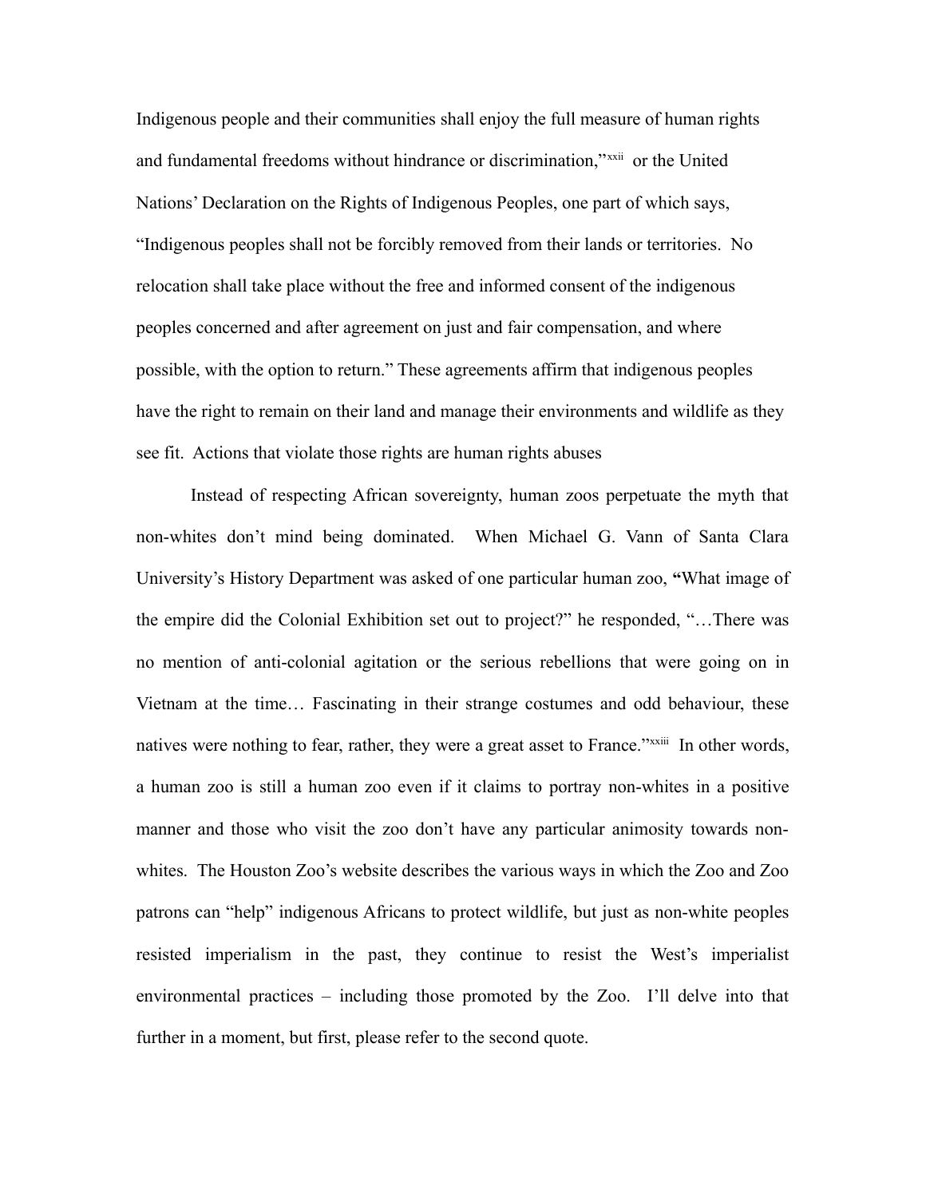Indigenous people and their communities shall enjoy the full measure of human rights and fundamental freedoms without hindrance or discrimination,"[xxii] or the United Nations' Declaration on the Rights of Indigenous Peoples, one part of which says, "Indigenous peoples shall not be forcibly removed from their lands or territories. No relocation shall take place without the free and informed consent of the indigenous peoples concerned and after agreement on just and fair compensation, and where possible, with the option to return." These agreements affirm that indigenous peoples have the right to remain on their land and manage their environments and wildlife as they see fit. Actions that violate those rights are human rights abuses

Instead of respecting African sovereignty, human zoos perpetuate the myth that non-whites don't mind being dominated. When Michael G. Vann of Santa Clara University's History Department was asked of one particular human zoo, **"**What image of the empire did the Colonial Exhibition set out to project?" he responded, "…There was no mention of anti-colonial agitation or the serious rebellions that were going on in Vietnam at the time… Fascinating in their strange costumes and odd behaviour, these natives were nothing to fear, rather, they were a great asset to France."[xxiii] In other words, a human zoo is still a human zoo even if it claims to portray non-whites in a positive manner and those who visit the zoo don't have any particular animosity towards non-whites. The Houston Zoo's website describes the various ways in which the Zoo and Zoo patrons can "help" indigenous Africans to protect wildlife, but just as non-white peoples resisted imperialism in the past, they continue to resist the West's imperialist environmental practices – including those promoted by the Zoo. I'll delve into that further in a moment, but first, please refer to the second quote.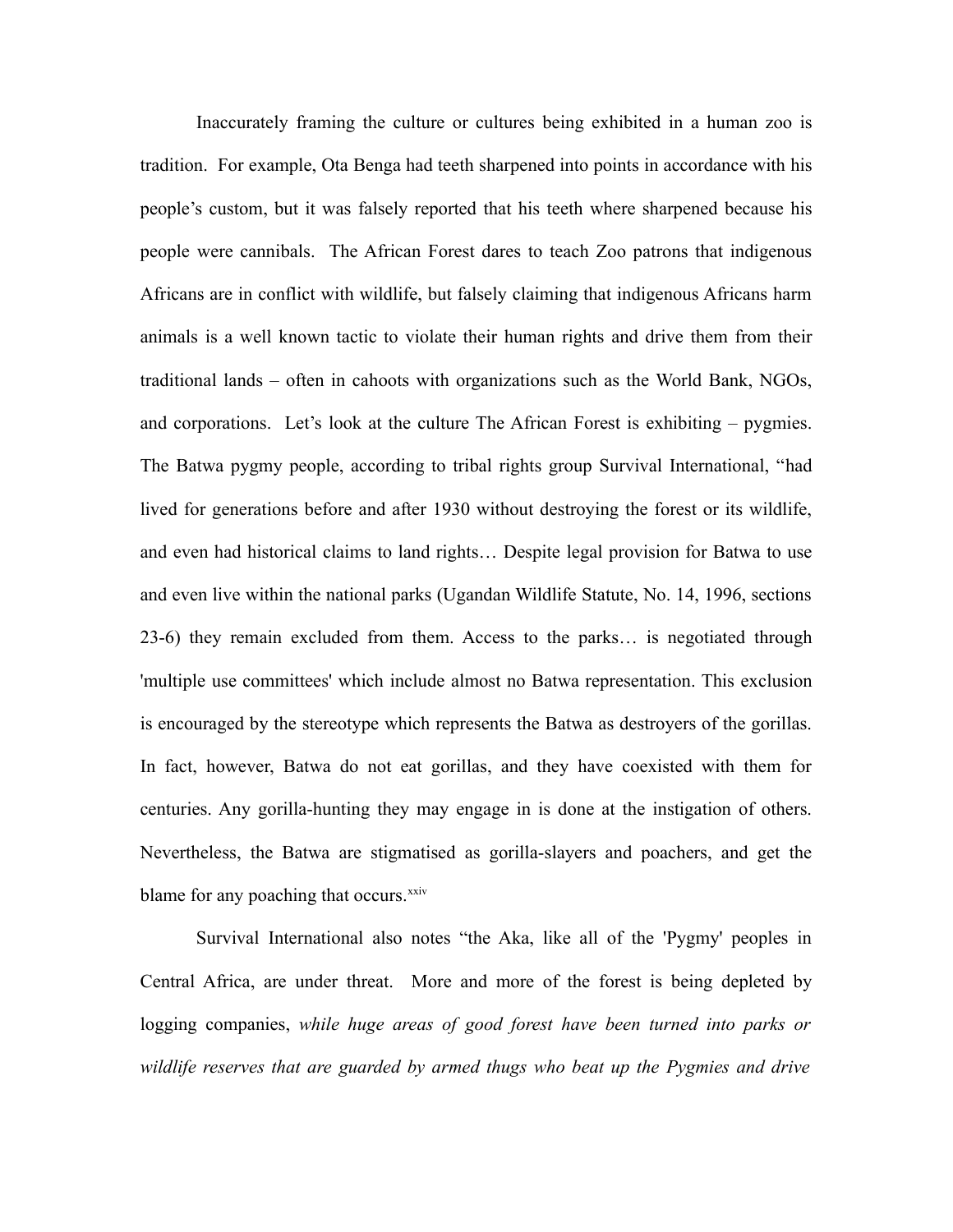Inaccurately framing the culture or cultures being exhibited in a human zoo is tradition. For example, Ota Benga had teeth sharpened into points in accordance with his people's custom, but it was falsely reported that his teeth where sharpened because his people were cannibals. The African Forest dares to teach Zoo patrons that indigenous Africans are in conflict with wildlife, but falsely claiming that indigenous Africans harm animals is a well known tactic to violate their human rights and drive them from their traditional lands – often in cahoots with organizations such as the World Bank, NGOs, and corporations. Let's look at the culture The African Forest is exhibiting – pygmies. The Batwa pygmy people, according to tribal rights group Survival International, "had lived for generations before and after 1930 without destroying the forest or its wildlife, and even had historical claims to land rights… Despite legal provision for Batwa to use and even live within the national parks (Ugandan Wildlife Statute, No. 14, 1996, sections 23-6) they remain excluded from them. Access to the parks… is negotiated through 'multiple use committees' which include almost no Batwa representation. This exclusion is encouraged by the stereotype which represents the Batwa as destroyers of the gorillas. In fact, however, Batwa do not eat gorillas, and they have coexisted with them for centuries. Any gorilla-hunting they may engage in is done at the instigation of others. Nevertheless, the Batwa are stigmatised as gorilla-slayers and poachers, and get the blame for any poaching that occurs.[xxiv]

Survival International also notes "the Aka, like all of the 'Pygmy' peoples in Central Africa, are under threat. More and more of the forest is being depleted by logging companies, *while huge areas of good forest have been turned into parks or wildlife reserves that are guarded by armed thugs who beat up the Pygmies and drive*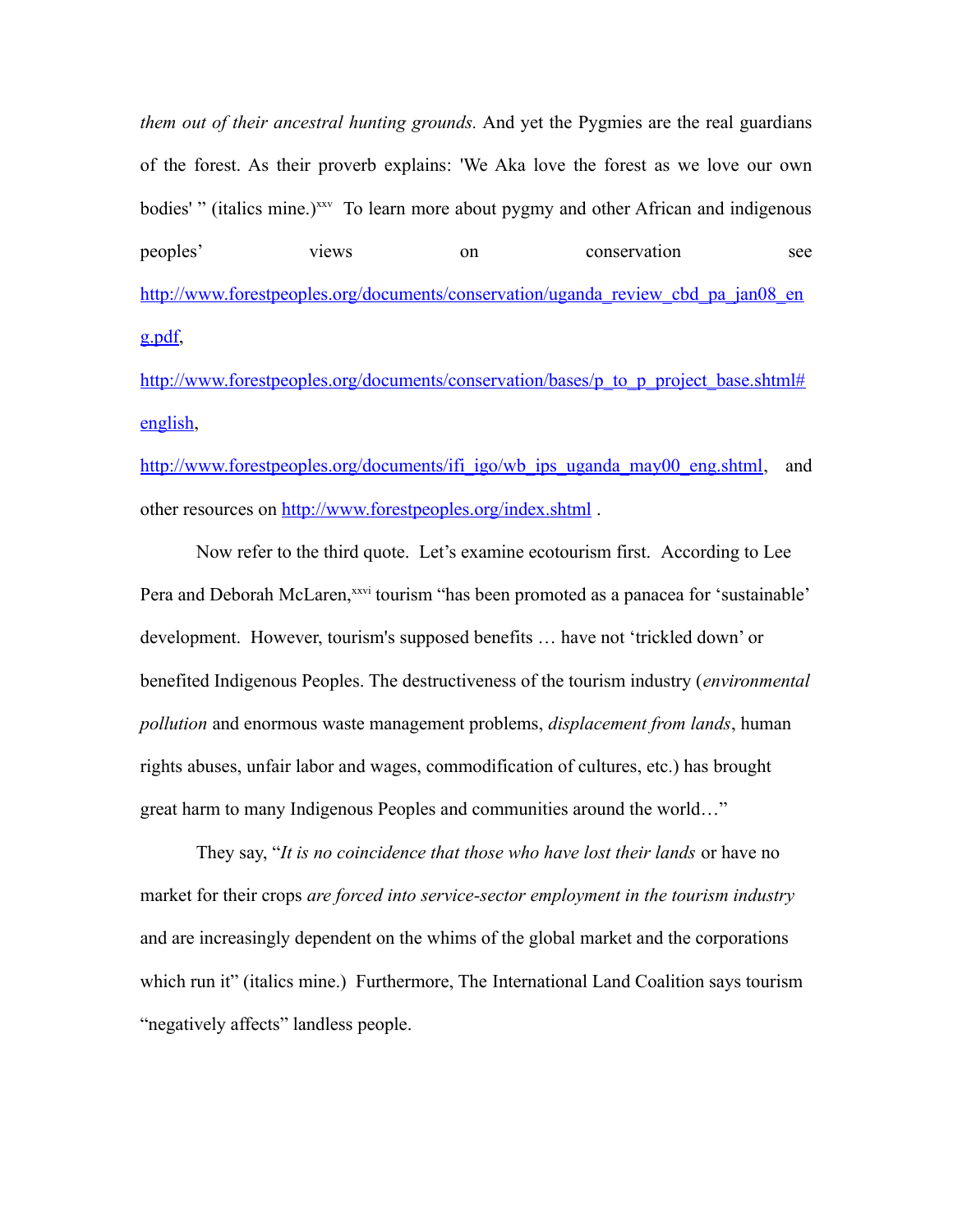*them out of their ancestral hunting grounds.* And yet the Pygmies are the real guardians of the forest. As their proverb explains: 'We Aka love the forest as we love our own bodies' " (italics mine.)[xxv] To learn more about pygmy and other African and indigenous peoples' views on conservation see [http://www.forestpeoples.org/documents/conservation/uganda_review_cbd_pa_jan08_eng.pdf](http://www.forestpeoples.org/documents/conservation/uganda_review_cbd_pa_jan08_eng.pdf), [http://www.forestpeoples.org/documents/conservation/bases/p_to_p_project_base.shtml#english](http://www.forestpeoples.org/documents/conservation/bases/p_to_p_project_base.shtml#english), [http://www.forestpeoples.org/documents/ifi_igo/wb_ips_uganda_may00_eng.shtml](http://www.forestpeoples.org/documents/ifi_igo/wb_ips_uganda_may00_eng.shtml), and other resources on [http://www.forestpeoples.org/index.shtml](http://www.forestpeoples.org/index.shtml) .

Now refer to the third quote. Let's examine ecotourism first. According to Lee Pera and Deborah McLaren,[xxvi] tourism "has been promoted as a panacea for 'sustainable' development. However, tourism's supposed benefits … have not 'trickled down' or benefited Indigenous Peoples. The destructiveness of the tourism industry (*environmental pollution* and enormous waste management problems, *displacement from lands*, human rights abuses, unfair labor and wages, commodification of cultures, etc.) has brought great harm to many Indigenous Peoples and communities around the world…"

They say, "*It is no coincidence that those who have lost their lands* or have no market for their crops *are forced into service-sector employment in the tourism industry* and are increasingly dependent on the whims of the global market and the corporations which run it" (italics mine.) Furthermore, The International Land Coalition says tourism "negatively affects" landless people.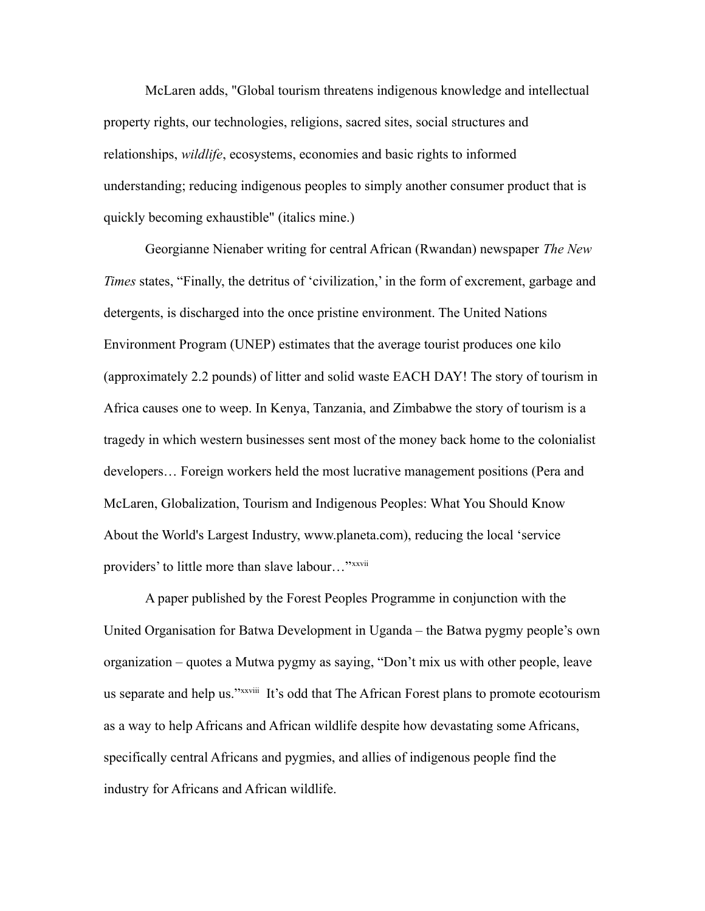McLaren adds, "Global tourism threatens indigenous knowledge and intellectual property rights, our technologies, religions, sacred sites, social structures and relationships, *wildlife*, ecosystems, economies and basic rights to informed understanding; reducing indigenous peoples to simply another consumer product that is quickly becoming exhaustible" (italics mine.)

Georgianne Nienaber writing for central African (Rwandan) newspaper *The New Times* states, "Finally, the detritus of 'civilization,' in the form of excrement, garbage and detergents, is discharged into the once pristine environment. The United Nations Environment Program (UNEP) estimates that the average tourist produces one kilo (approximately 2.2 pounds) of litter and solid waste EACH DAY! The story of tourism in Africa causes one to weep. In Kenya, Tanzania, and Zimbabwe the story of tourism is a tragedy in which western businesses sent most of the money back home to the colonialist developers… Foreign workers held the most lucrative management positions (Pera and McLaren, Globalization, Tourism and Indigenous Peoples: What You Should Know About the World's Largest Industry, www.planeta.com), reducing the local 'service providers' to little more than slave labour…"[xxvii]

A paper published by the Forest Peoples Programme in conjunction with the United Organisation for Batwa Development in Uganda – the Batwa pygmy people's own organization – quotes a Mutwa pygmy as saying, "Don't mix us with other people, leave us separate and help us."[xxviii] It's odd that The African Forest plans to promote ecotourism as a way to help Africans and African wildlife despite how devastating some Africans, specifically central Africans and pygmies, and allies of indigenous people find the industry for Africans and African wildlife.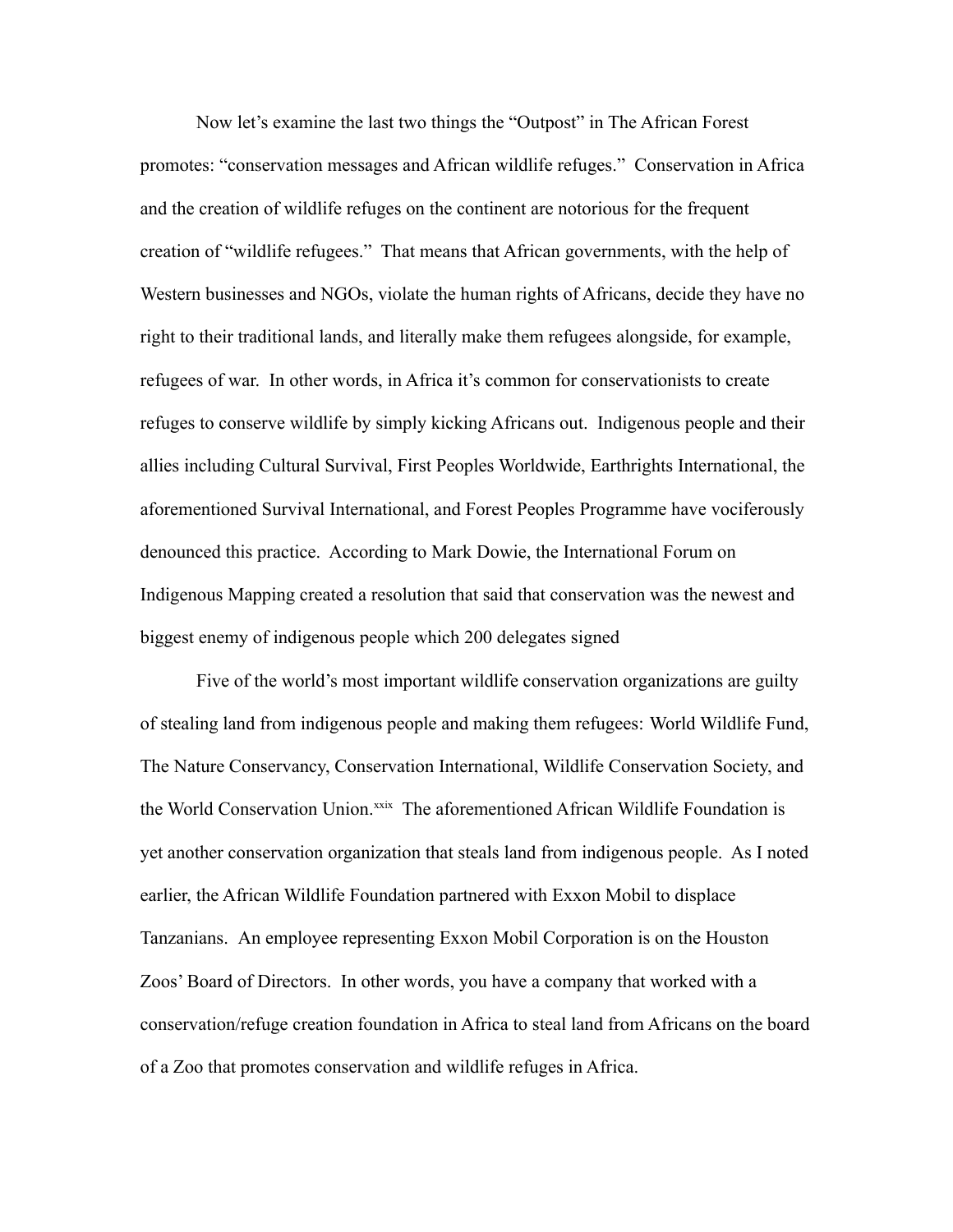Now let's examine the last two things the "Outpost" in The African Forest promotes: "conservation messages and African wildlife refuges." Conservation in Africa and the creation of wildlife refuges on the continent are notorious for the frequent creation of "wildlife refugees." That means that African governments, with the help of Western businesses and NGOs, violate the human rights of Africans, decide they have no right to their traditional lands, and literally make them refugees alongside, for example, refugees of war. In other words, in Africa it's common for conservationists to create refuges to conserve wildlife by simply kicking Africans out. Indigenous people and their allies including Cultural Survival, First Peoples Worldwide, Earthrights International, the aforementioned Survival International, and Forest Peoples Programme have vociferously denounced this practice. According to Mark Dowie, the International Forum on Indigenous Mapping created a resolution that said that conservation was the newest and biggest enemy of indigenous people which 200 delegates signed

Five of the world's most important wildlife conservation organizations are guilty of stealing land from indigenous people and making them refugees: World Wildlife Fund, The Nature Conservancy, Conservation International, Wildlife Conservation Society, and the World Conservation Union.[xxix] The aforementioned African Wildlife Foundation is yet another conservation organization that steals land from indigenous people. As I noted earlier, the African Wildlife Foundation partnered with Exxon Mobil to displace Tanzanians. An employee representing Exxon Mobil Corporation is on the Houston Zoos' Board of Directors. In other words, you have a company that worked with a conservation/refuge creation foundation in Africa to steal land from Africans on the board of a Zoo that promotes conservation and wildlife refuges in Africa.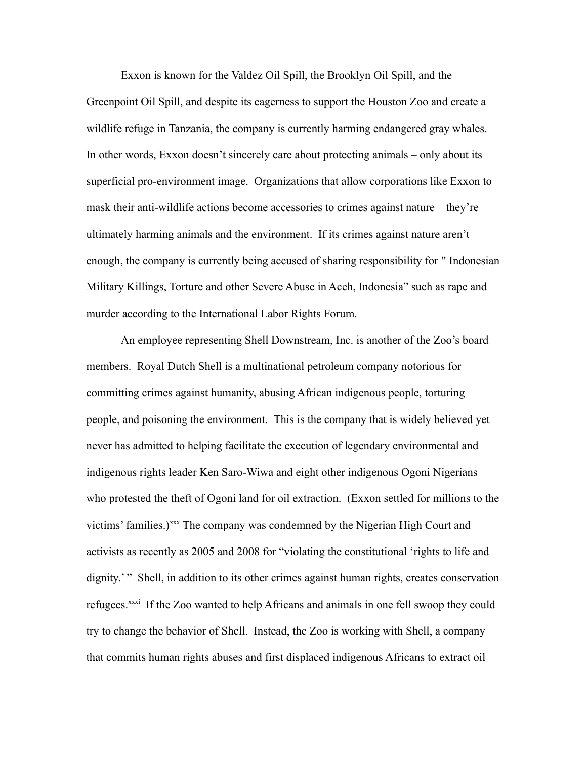Exxon is known for the Valdez Oil Spill, the Brooklyn Oil Spill, and the Greenpoint Oil Spill, and despite its eagerness to support the Houston Zoo and create a wildlife refuge in Tanzania, the company is currently harming endangered gray whales. In other words, Exxon doesn't sincerely care about protecting animals – only about its superficial pro-environment image. Organizations that allow corporations like Exxon to mask their anti-wildlife actions become accessories to crimes against nature – they're ultimately harming animals and the environment. If its crimes against nature aren't enough, the company is currently being accused of sharing responsibility for " Indonesian Military Killings, Torture and other Severe Abuse in Aceh, Indonesia" such as rape and murder according to the International Labor Rights Forum.

An employee representing Shell Downstream, Inc. is another of the Zoo's board members. Royal Dutch Shell is a multinational petroleum company notorious for committing crimes against humanity, abusing African indigenous people, torturing people, and poisoning the environment. This is the company that is widely believed yet never has admitted to helping facilitate the execution of legendary environmental and indigenous rights leader Ken Saro-Wiwa and eight other indigenous Ogoni Nigerians who protested the theft of Ogoni land for oil extraction. (Exxon settled for millions to the victims' families.)[xxx] The company was condemned by the Nigerian High Court and activists as recently as 2005 and 2008 for "violating the constitutional 'rights to life and dignity.' " Shell, in addition to its other crimes against human rights, creates conservation refugees.[xxxi] If the Zoo wanted to help Africans and animals in one fell swoop they could try to change the behavior of Shell. Instead, the Zoo is working with Shell, a company that commits human rights abuses and first displaced indigenous Africans to extract oil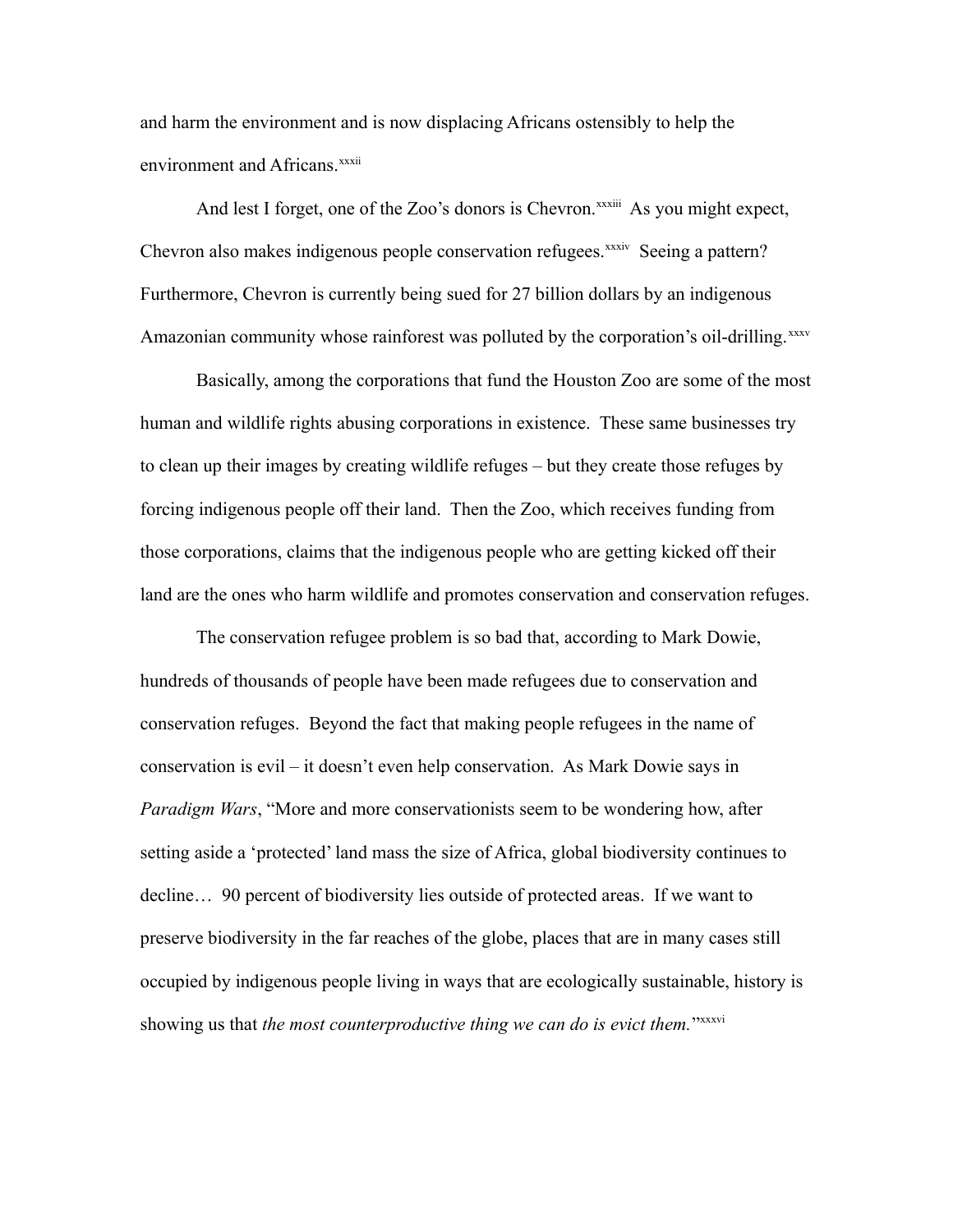and harm the environment and is now displacing Africans ostensibly to help the environment and Africans.[xxxii]

And lest I forget, one of the Zoo's donors is Chevron.[xxxiii] As you might expect, Chevron also makes indigenous people conservation refugees.[xxxiv] Seeing a pattern? Furthermore, Chevron is currently being sued for 27 billion dollars by an indigenous Amazonian community whose rainforest was polluted by the corporation's oil-drilling.[xxxv]

Basically, among the corporations that fund the Houston Zoo are some of the most human and wildlife rights abusing corporations in existence. These same businesses try to clean up their images by creating wildlife refuges – but they create those refuges by forcing indigenous people off their land. Then the Zoo, which receives funding from those corporations, claims that the indigenous people who are getting kicked off their land are the ones who harm wildlife and promotes conservation and conservation refuges.

The conservation refugee problem is so bad that, according to Mark Dowie, hundreds of thousands of people have been made refugees due to conservation and conservation refuges. Beyond the fact that making people refugees in the name of conservation is evil – it doesn't even help conservation. As Mark Dowie says in *Paradigm Wars*, "More and more conservationists seem to be wondering how, after setting aside a 'protected' land mass the size of Africa, global biodiversity continues to decline… 90 percent of biodiversity lies outside of protected areas. If we want to preserve biodiversity in the far reaches of the globe, places that are in many cases still occupied by indigenous people living in ways that are ecologically sustainable, history is showing us that *the most counterproductive thing we can do is evict them.*"[xxxvi]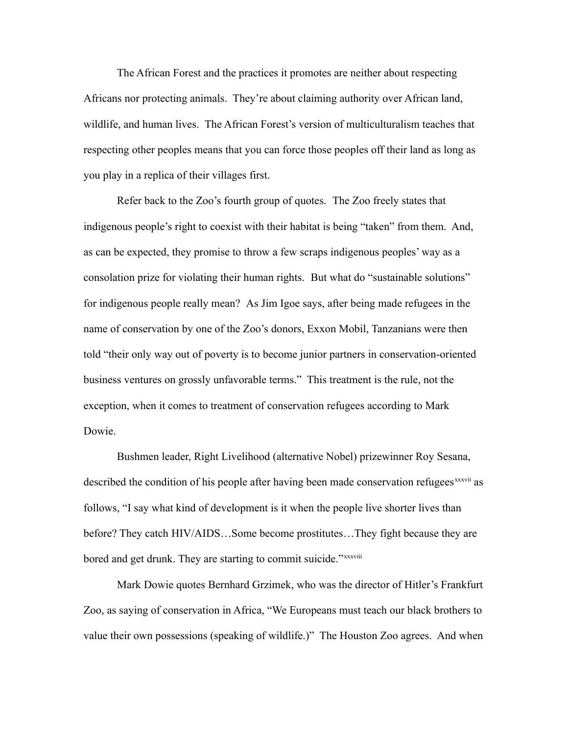The African Forest and the practices it promotes are neither about respecting Africans nor protecting animals. They're about claiming authority over African land, wildlife, and human lives. The African Forest's version of multiculturalism teaches that respecting other peoples means that you can force those peoples off their land as long as you play in a replica of their villages first.

Refer back to the Zoo's fourth group of quotes. The Zoo freely states that indigenous people's right to coexist with their habitat is being "taken" from them. And, as can be expected, they promise to throw a few scraps indigenous peoples' way as a consolation prize for violating their human rights. But what do "sustainable solutions" for indigenous people really mean? As Jim Igoe says, after being made refugees in the name of conservation by one of the Zoo's donors, Exxon Mobil, Tanzanians were then told "their only way out of poverty is to become junior partners in conservation-oriented business ventures on grossly unfavorable terms." This treatment is the rule, not the exception, when it comes to treatment of conservation refugees according to Mark Dowie.

Bushmen leader, Right Livelihood (alternative Nobel) prizewinner Roy Sesana, described the condition of his people after having been made conservation refugees[xxxvii] as follows, "I say what kind of development is it when the people live shorter lives than before? They catch HIV/AIDS…Some become prostitutes…They fight because they are bored and get drunk. They are starting to commit suicide."[xxxviii]

Mark Dowie quotes Bernhard Grzimek, who was the director of Hitler's Frankfurt Zoo, as saying of conservation in Africa, "We Europeans must teach our black brothers to value their own possessions (speaking of wildlife.)" The Houston Zoo agrees. And when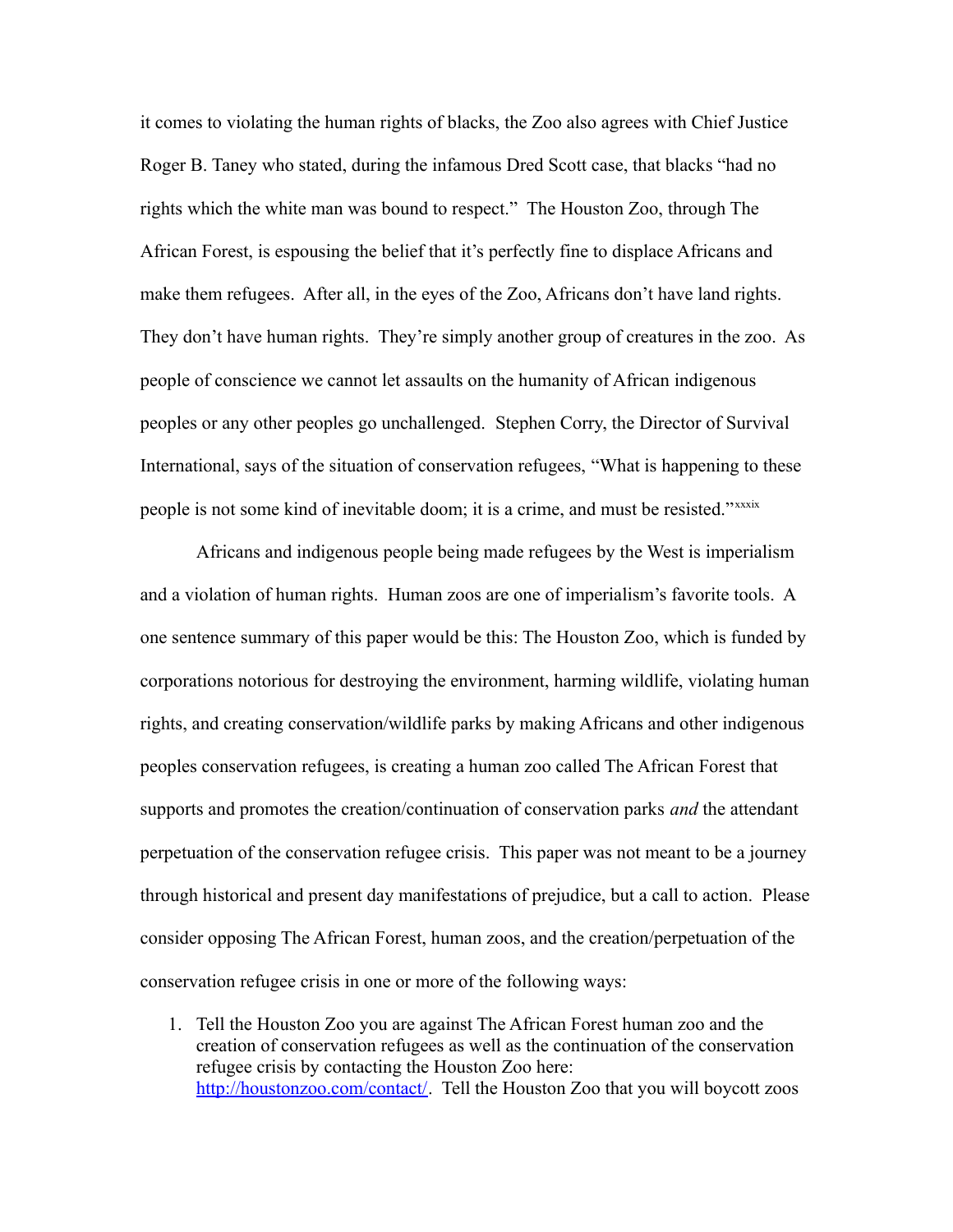it comes to violating the human rights of blacks, the Zoo also agrees with Chief Justice Roger B. Taney who stated, during the infamous Dred Scott case, that blacks "had no rights which the white man was bound to respect." The Houston Zoo, through The African Forest, is espousing the belief that it's perfectly fine to displace Africans and make them refugees. After all, in the eyes of the Zoo, Africans don't have land rights. They don't have human rights. They're simply another group of creatures in the zoo. As people of conscience we cannot let assaults on the humanity of African indigenous peoples or any other peoples go unchallenged. Stephen Corry, the Director of Survival International, says of the situation of conservation refugees, "What is happening to these people is not some kind of inevitable doom; it is a crime, and must be resisted."[xxxix]

Africans and indigenous people being made refugees by the West is imperialism and a violation of human rights. Human zoos are one of imperialism's favorite tools. A one sentence summary of this paper would be this: The Houston Zoo, which is funded by corporations notorious for destroying the environment, harming wildlife, violating human rights, and creating conservation/wildlife parks by making Africans and other indigenous peoples conservation refugees, is creating a human zoo called The African Forest that supports and promotes the creation/continuation of conservation parks *and* the attendant perpetuation of the conservation refugee crisis. This paper was not meant to be a journey through historical and present day manifestations of prejudice, but a call to action. Please consider opposing The African Forest, human zoos, and the creation/perpetuation of the conservation refugee crisis in one or more of the following ways:

1. Tell the Houston Zoo you are against The African Forest human zoo and the creation of conservation refugees as well as the continuation of the conservation refugee crisis by contacting the Houston Zoo here: [http://houstonzoo.com/contact/](http://houstonzoo.com/contact/). Tell the Houston Zoo that you will boycott zoos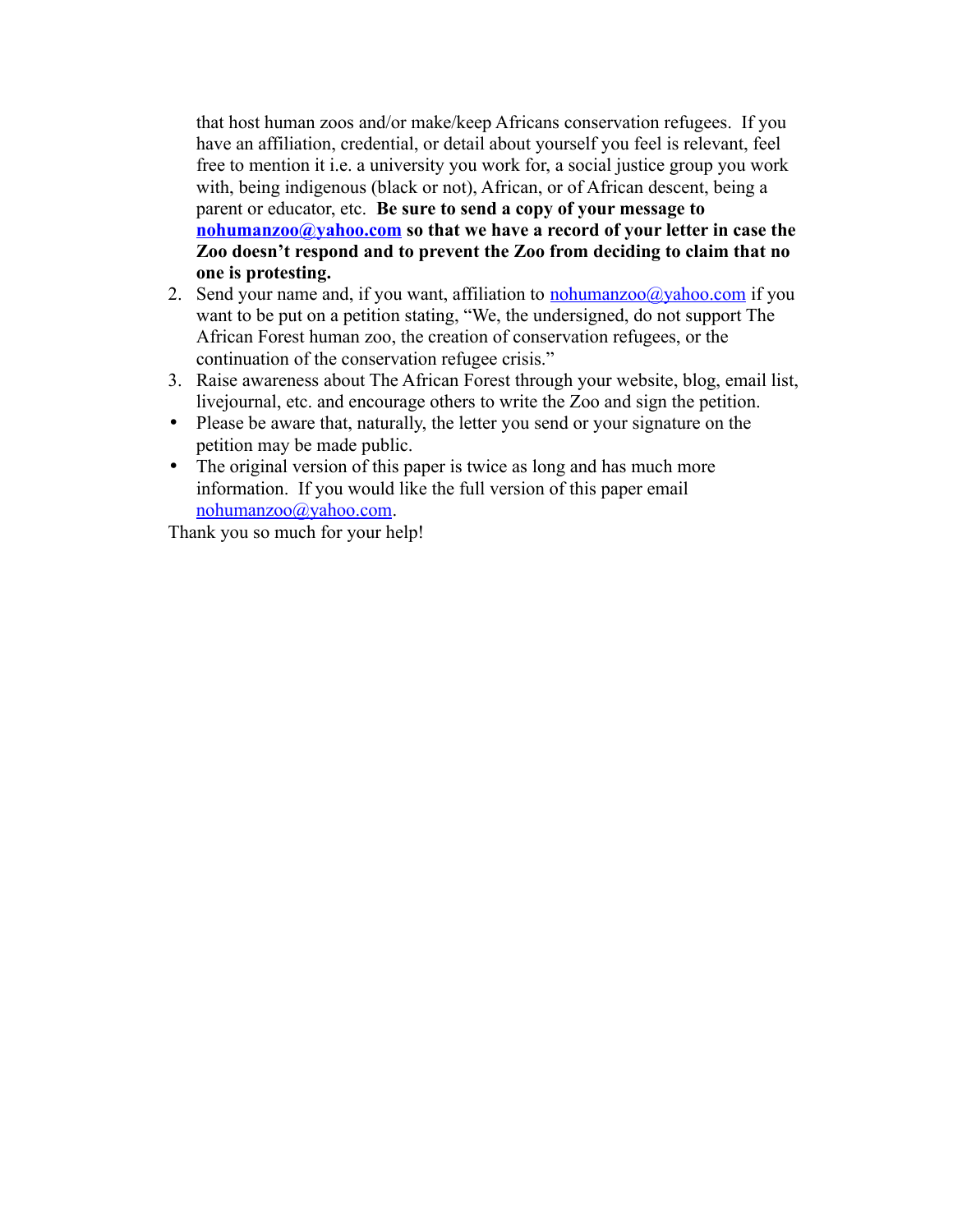that host human zoos and/or make/keep Africans conservation refugees. If you have an affiliation, credential, or detail about yourself you feel is relevant, feel free to mention it i.e. a university you work for, a social justice group you work with, being indigenous (black or not), African, or of African descent, being a parent or educator, etc. **Be sure to send a copy of your message to [nohumanzoo@yahoo.com](mailto:nohumanzoo@yahoo.com) so that we have a record of your letter in case the Zoo doesn't respond and to prevent the Zoo from deciding to claim that no one is protesting.**

2. Send your name and, if you want, affiliation to [nohumanzoo@yahoo.com](mailto:nohumanzoo@yahoo.com) if you want to be put on a petition stating, "We, the undersigned, do not support The African Forest human zoo, the creation of conservation refugees, or the continuation of the conservation refugee crisis."
3. Raise awareness about The African Forest through your website, blog, email list, livejournal, etc. and encourage others to write the Zoo and sign the petition.

- Please be aware that, naturally, the letter you send or your signature on the petition may be made public.
- The original version of this paper is twice as long and has much more information. If you would like the full version of this paper email [nohumanzoo@yahoo.com](mailto:nohumanzoo@yahoo.com).

Thank you so much for your help!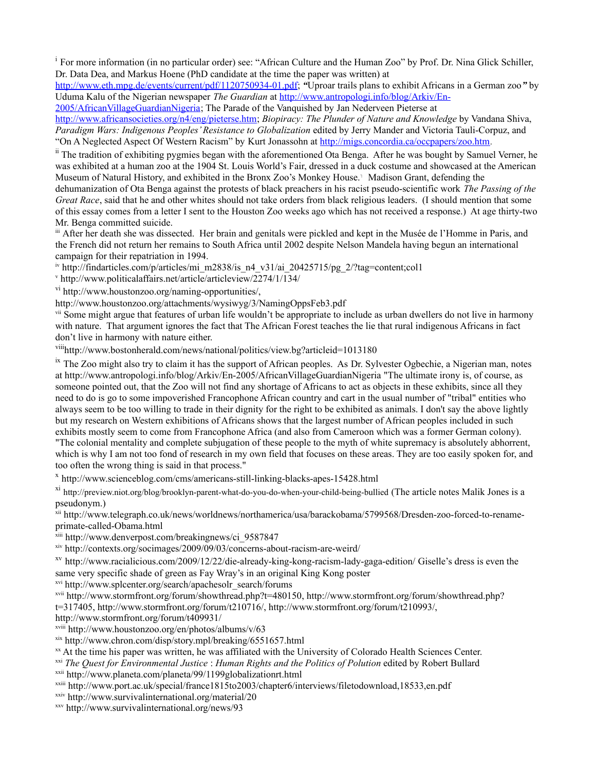[i] For more information (in no particular order) see: "African Culture and the Human Zoo" by Prof. Dr. Nina Glick Schiller, Dr. Data Dea, and Markus Hoene (PhD candidate at the time the paper was written) at http://www.eth.mpg.de/events/current/pdf/1120750934-01.pdf; "Uproar trails plans to exhibit Africans in a German zoo" by Uduma Kalu of the Nigerian newspaper *The Guardian* at http://www.antropologi.info/blog/Arkiv/En-2005/AfricanVillageGuardianNigeria; The Parade of the Vanquished by Jan Nederveen Pieterse at http://www.africansocieties.org/n4/eng/pieterse.htm; *Biopiracy: The Plunder of Nature and Knowledge* by Vandana Shiva, *Paradigm Wars: Indigenous Peoples' Resistance to Globalization* edited by Jerry Mander and Victoria Tauli-Corpuz, and "On A Neglected Aspect Of Western Racism" by Kurt Jonassohn at http://migs.concordia.ca/occpapers/zoo.htm.

[ii] The tradition of exhibiting pygmies began with the aforementioned Ota Benga. After he was bought by Samuel Verner, he was exhibited at a human zoo at the 1904 St. Louis World's Fair, dressed in a duck costume and showcased at the American Museum of Natural History, and exhibited in the Bronx Zoo's Monkey House.[1] Madison Grant, defending the dehumanization of Ota Benga against the protests of black preachers in his racist pseudo-scientific work *The Passing of the Great Race*, said that he and other whites should not take orders from black religious leaders. (I should mention that some of this essay comes from a letter I sent to the Houston Zoo weeks ago which has not received a response.) At age thirty-two Mr. Benga committed suicide.

[iii] After her death she was dissected. Her brain and genitals were pickled and kept in the Musée de l'Homme in Paris, and the French did not return her remains to South Africa until 2002 despite Nelson Mandela having begun an international campaign for their repatriation in 1994.

[iv] http://findarticles.com/p/articles/mi_m2838/is_n4_v31/ai_20425715/pg_2/?tag=content;col1

[v] http://www.politicalaffairs.net/article/articleview/2274/1/134/

[vi] http://www.houstonzoo.org/naming-opportunities/, http://www.houstonzoo.org/attachments/wysiwyg/3/NamingOppsFeb3.pdf

[vii] Some might argue that features of urban life wouldn't be appropriate to include as urban dwellers do not live in harmony with nature. That argument ignores the fact that The African Forest teaches the lie that rural indigenous Africans in fact don't live in harmony with nature either.

[viii] http://www.bostonherald.com/news/national/politics/view.bg?articleid=1013180

[ix] The Zoo might also try to claim it has the support of African peoples. As Dr. Sylvester Ogbechie, a Nigerian man, notes at http://www.antropologi.info/blog/Arkiv/En-2005/AfricanVillageGuardianNigeria "The ultimate irony is, of course, as someone pointed out, that the Zoo will not find any shortage of Africans to act as objects in these exhibits, since all they need to do is go to some impoverished Francophone African country and cart in the usual number of "tribal" entities who always seem to be too willing to trade in their dignity for the right to be exhibited as animals. I don't say the above lightly but my research on Western exhibitions of Africans shows that the largest number of African peoples included in such exhibits mostly seem to come from Francophone Africa (and also from Cameroon which was a former German colony). "The colonial mentality and complete subjugation of these people to the myth of white supremacy is absolutely abhorrent, which is why I am not too fond of research in my own field that focuses on these areas. They are too easily spoken for, and too often the wrong thing is said in that process."

[x] http://www.scienceblog.com/cms/americans-still-linking-blacks-apes-15428.html

[xi] http://preview.niot.org/blog/brooklyn-parent-what-do-you-do-when-your-child-being-bullied (The article notes Malik Jones is a pseudonym.)

[xii] http://www.telegraph.co.uk/news/worldnews/northamerica/usa/barackobama/5799568/Dresden-zoo-forced-to-rename-primate-called-Obama.html

[xiii] http://www.denverpost.com/breakingnews/ci_9587847

[xiv] http://contexts.org/socimages/2009/09/03/concerns-about-racism-are-weird/

[xv] http://www.racialicious.com/2009/12/22/die-already-king-kong-racism-lady-gaga-edition/ Giselle's dress is even the same very specific shade of green as Fay Wray's in an original King Kong poster

[xvi] http://www.splcenter.org/search/apachesolr_search/forums

[xvii] http://www.stormfront.org/forum/showthread.php?t=480150, http://www.stormfront.org/forum/showthread.php?t=317405, http://www.stormfront.org/forum/t210716/, http://www.stormfront.org/forum/t210993/, http://www.stormfront.org/forum/t409931/

[xviii] http://www.houstonzoo.org/en/photos/albums/v/63

[xix] http://www.chron.com/disp/story.mpl/breaking/6551657.html

[xx] At the time his paper was written, he was affiliated with the University of Colorado Health Sciences Center.

[xxi] *The Quest for Environmental Justice* : *Human Rights and the Politics of Polution* edited by Robert Bullard

[xxii] http://www.planeta.com/planeta/99/1199globalizationrt.html

[xxiii] http://www.port.ac.uk/special/france1815to2003/chapter6/interviews/filetodownload,18533,en.pdf

[xxiv] http://www.survivalinternational.org/material/20

[xxv] http://www.survivalinternational.org/news/93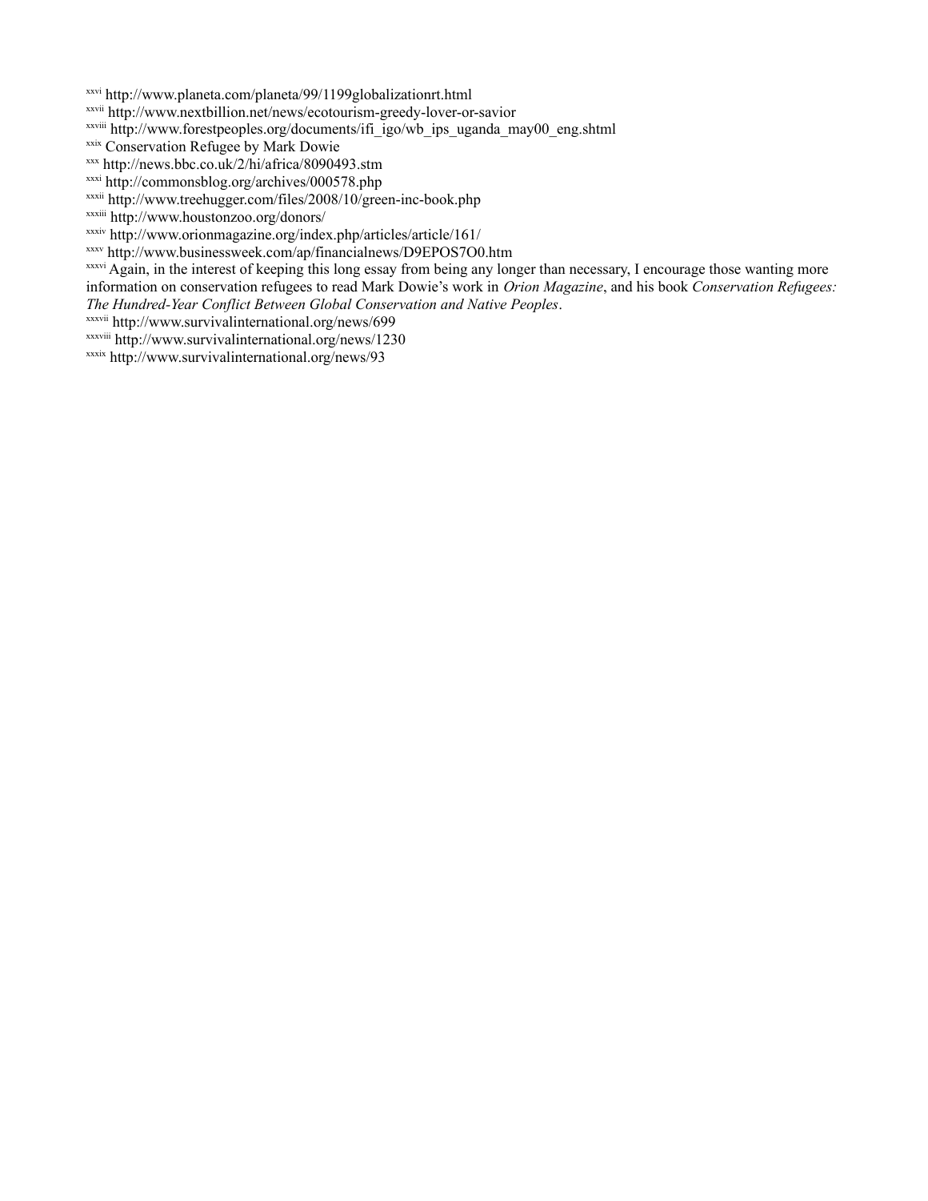[xxvi] http://www.planeta.com/planeta/99/1199globalizationrt.html
[xxvii] http://www.nextbillion.net/news/ecotourism-greedy-lover-or-savior
[xxviii] http://www.forestpeoples.org/documents/ifi_igo/wb_ips_uganda_may00_eng.shtml
[xxix] Conservation Refugee by Mark Dowie
[xxx] http://news.bbc.co.uk/2/hi/africa/8090493.stm
[xxxi] http://commonsblog.org/archives/000578.php
[xxxii] http://www.treehugger.com/files/2008/10/green-inc-book.php
[xxxiii] http://www.houstonzoo.org/donors/
[xxxiv] http://www.orionmagazine.org/index.php/articles/article/161/
[xxxv] http://www.businessweek.com/ap/financialnews/D9EPOS7O0.htm
[xxxvi] Again, in the interest of keeping this long essay from being any longer than necessary, I encourage those wanting more information on conservation refugees to read Mark Dowie's work in *Orion Magazine*, and his book *Conservation Refugees: The Hundred-Year Conflict Between Global Conservation and Native Peoples*.
[xxxvii] http://www.survivalinternational.org/news/699
[xxxviii] http://www.survivalinternational.org/news/1230
[xxxix] http://www.survivalinternational.org/news/93